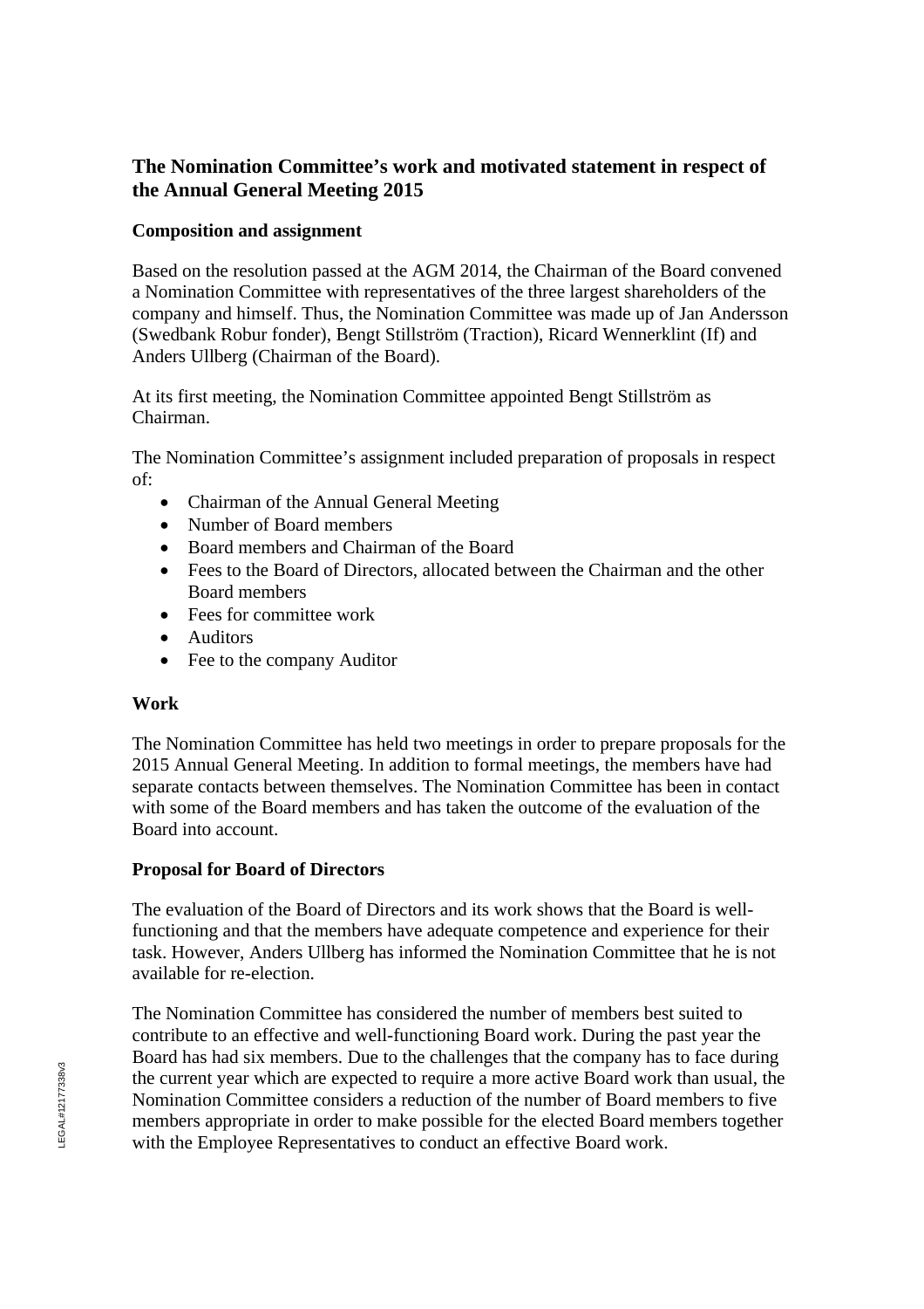## The Nomination Committee's work and motivated statement in respect of the Annual General Meeting 2015

### Composition and assignment

Based on the resolution passed at the AGM 2014, the Chairman of the Board convened a Nomination Committee with representatives of the three largest shareholders of the company and himself. Thus, the Nomination Committee was made up of Jan Andersson (Swedbank Robur fonder), Bengt Stillström (Traction), Ricard Wennerklint (If) and Anders Ullberg (Chairman of the Board).

At its first meeting, the Nomination Committee appointed Bengt Stillström as Chairman.

The Nomination Committee's assignment included preparation of proposals in respect of:

- Chairman of the Annual General Meeting
- Number of Board members
- Board members and Chairman of the Board
- Fees to the Board of Directors, allocated between the Chairman and the other Board members
- Fees for committee work
- Auditors
- Fee to the company Auditor

### Work

The Nomination Committee has held two meetings in order to prepare proposals for the 2015 Annual General Meeting. In addition to formal meetings, the members have had separate contacts between themselves. The Nomination Committee has been in contact with some of the Board members and has taken the outcome of the evaluation of the Board into account.

### Proposal for Board of Directors

The evaluation of the Board of Directors and its work shows that the Board is well-functioning and that the members have adequate competence and experience for their task. However, Anders Ullberg has informed the Nomination Committee that he is not available for re-election.

The Nomination Committee has considered the number of members best suited to contribute to an effective and well-functioning Board work. During the past year the Board has had six members. Due to the challenges that the company has to face during the current year which are expected to require a more active Board work than usual, the Nomination Committee considers a reduction of the number of Board members to five members appropriate in order to make possible for the elected Board members together with the Employee Representatives to conduct an effective Board work.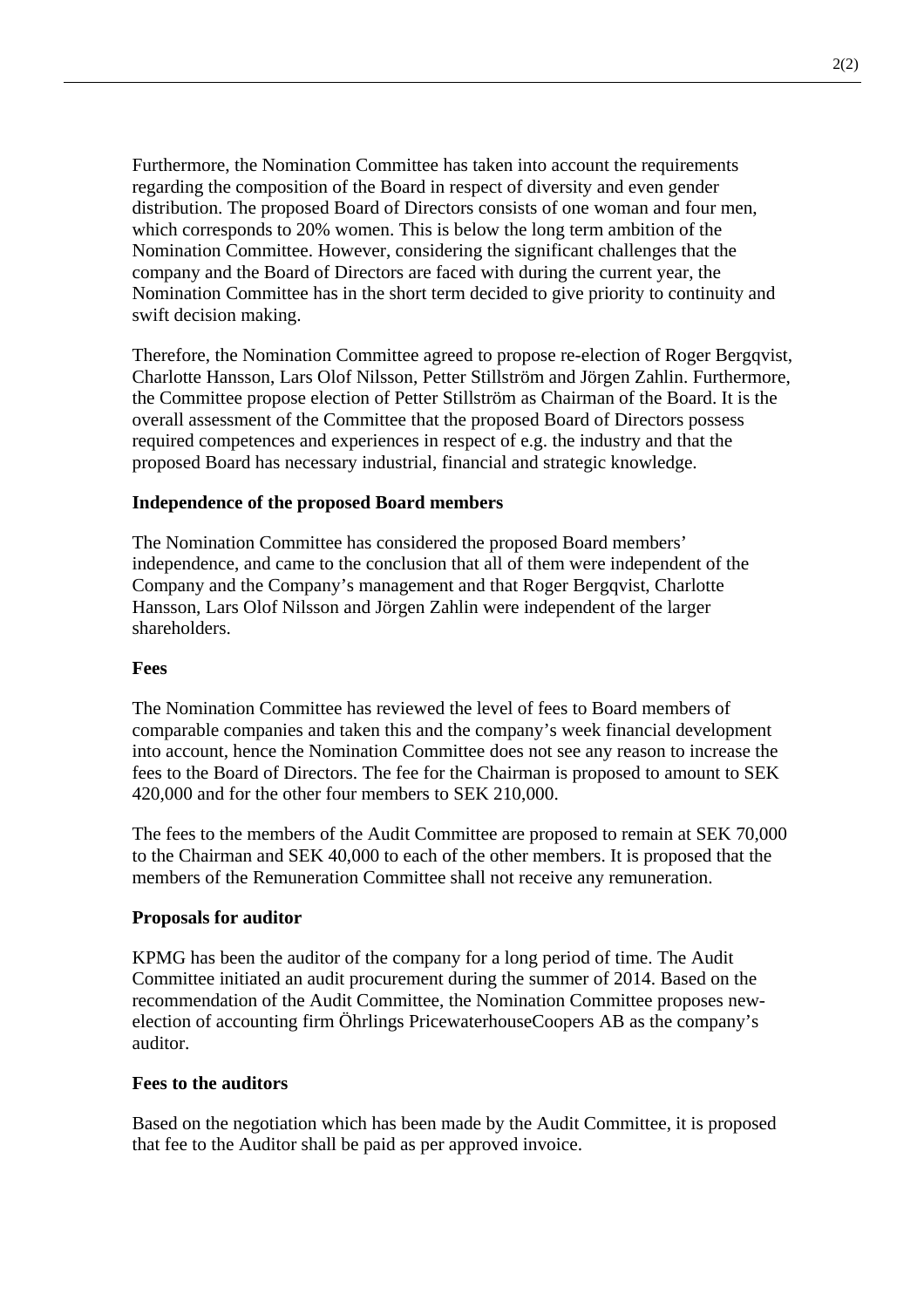Furthermore, the Nomination Committee has taken into account the requirements regarding the composition of the Board in respect of diversity and even gender distribution. The proposed Board of Directors consists of one woman and four men, which corresponds to 20% women. This is below the long term ambition of the Nomination Committee. However, considering the significant challenges that the company and the Board of Directors are faced with during the current year, the Nomination Committee has in the short term decided to give priority to continuity and swift decision making.

Therefore, the Nomination Committee agreed to propose re-election of Roger Bergqvist, Charlotte Hansson, Lars Olof Nilsson, Petter Stillström and Jörgen Zahlin. Furthermore, the Committee propose election of Petter Stillström as Chairman of the Board. It is the overall assessment of the Committee that the proposed Board of Directors possess required competences and experiences in respect of e.g. the industry and that the proposed Board has necessary industrial, financial and strategic knowledge.

**Independence of the proposed Board members**

The Nomination Committee has considered the proposed Board members' independence, and came to the conclusion that all of them were independent of the Company and the Company's management and that Roger Bergqvist, Charlotte Hansson, Lars Olof Nilsson and Jörgen Zahlin were independent of the larger shareholders.

**Fees**

The Nomination Committee has reviewed the level of fees to Board members of comparable companies and taken this and the company's week financial development into account, hence the Nomination Committee does not see any reason to increase the fees to the Board of Directors. The fee for the Chairman is proposed to amount to SEK 420,000 and for the other four members to SEK 210,000.

The fees to the members of the Audit Committee are proposed to remain at SEK 70,000 to the Chairman and SEK 40,000 to each of the other members. It is proposed that the members of the Remuneration Committee shall not receive any remuneration.

**Proposals for auditor**

KPMG has been the auditor of the company for a long period of time. The Audit Committee initiated an audit procurement during the summer of 2014. Based on the recommendation of the Audit Committee, the Nomination Committee proposes new-election of accounting firm Öhrlings PricewaterhouseCoopers AB as the company's auditor.

**Fees to the auditors**

Based on the negotiation which has been made by the Audit Committee, it is proposed that fee to the Auditor shall be paid as per approved invoice.